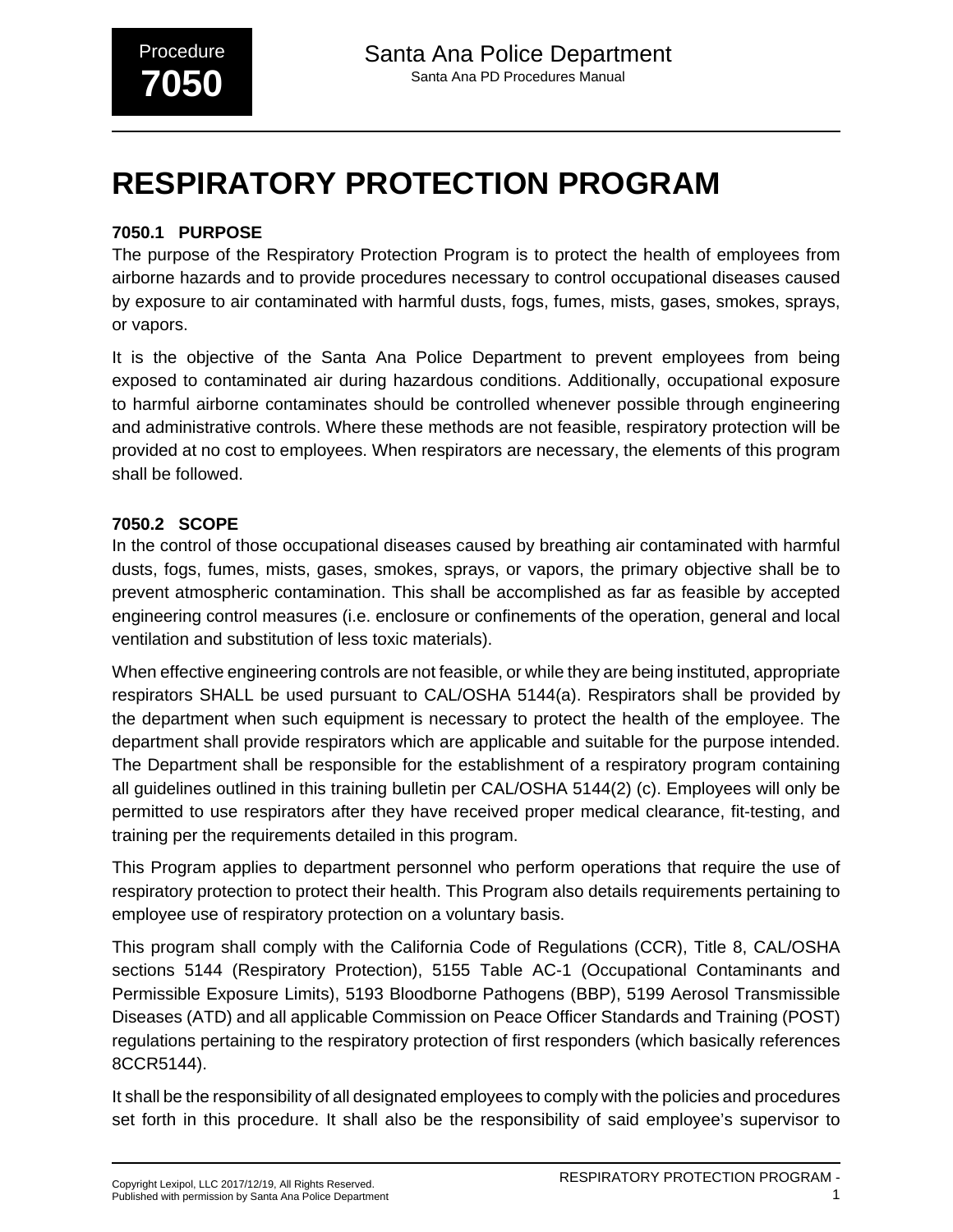# RESPIRATORY PROTECTION PROGRAM

### 7050.1 PURPOSE

The purpose of the Respiratory Protection Program is to protect the health of employees from airborne hazards and to provide procedures necessary to control occupational diseases caused by exposure to air contaminated with harmful dusts, fogs, fumes, mists, gases, smokes, sprays, or vapors.

It is the objective of the Santa Ana Police Department to prevent employees from being exposed to contaminated air during hazardous conditions. Additionally, occupational exposure to harmful airborne contaminates should be controlled whenever possible through engineering and administrative controls. Where these methods are not feasible, respiratory protection will be provided at no cost to employees. When respirators are necessary, the elements of this program shall be followed.

### 7050.2 SCOPE

In the control of those occupational diseases caused by breathing air contaminated with harmful dusts, fogs, fumes, mists, gases, smokes, sprays, or vapors, the primary objective shall be to prevent atmospheric contamination. This shall be accomplished as far as feasible by accepted engineering control measures (i.e. enclosure or confinements of the operation, general and local ventilation and substitution of less toxic materials).

When effective engineering controls are not feasible, or while they are being instituted, appropriate respirators SHALL be used pursuant to CAL/OSHA 5144(a). Respirators shall be provided by the department when such equipment is necessary to protect the health of the employee. The department shall provide respirators which are applicable and suitable for the purpose intended. The Department shall be responsible for the establishment of a respiratory program containing all guidelines outlined in this training bulletin per CAL/OSHA 5144(2) (c). Employees will only be permitted to use respirators after they have received proper medical clearance, fit-testing, and training per the requirements detailed in this program.

This Program applies to department personnel who perform operations that require the use of respiratory protection to protect their health. This Program also details requirements pertaining to employee use of respiratory protection on a voluntary basis.

This program shall comply with the California Code of Regulations (CCR), Title 8, CAL/OSHA sections 5144 (Respiratory Protection), 5155 Table AC-1 (Occupational Contaminants and Permissible Exposure Limits), 5193 Bloodborne Pathogens (BBP), 5199 Aerosol Transmissible Diseases (ATD) and all applicable Commission on Peace Officer Standards and Training (POST) regulations pertaining to the respiratory protection of first responders (which basically references 8CCR5144).

It shall be the responsibility of all designated employees to comply with the policies and procedures set forth in this procedure. It shall also be the responsibility of said employee's supervisor to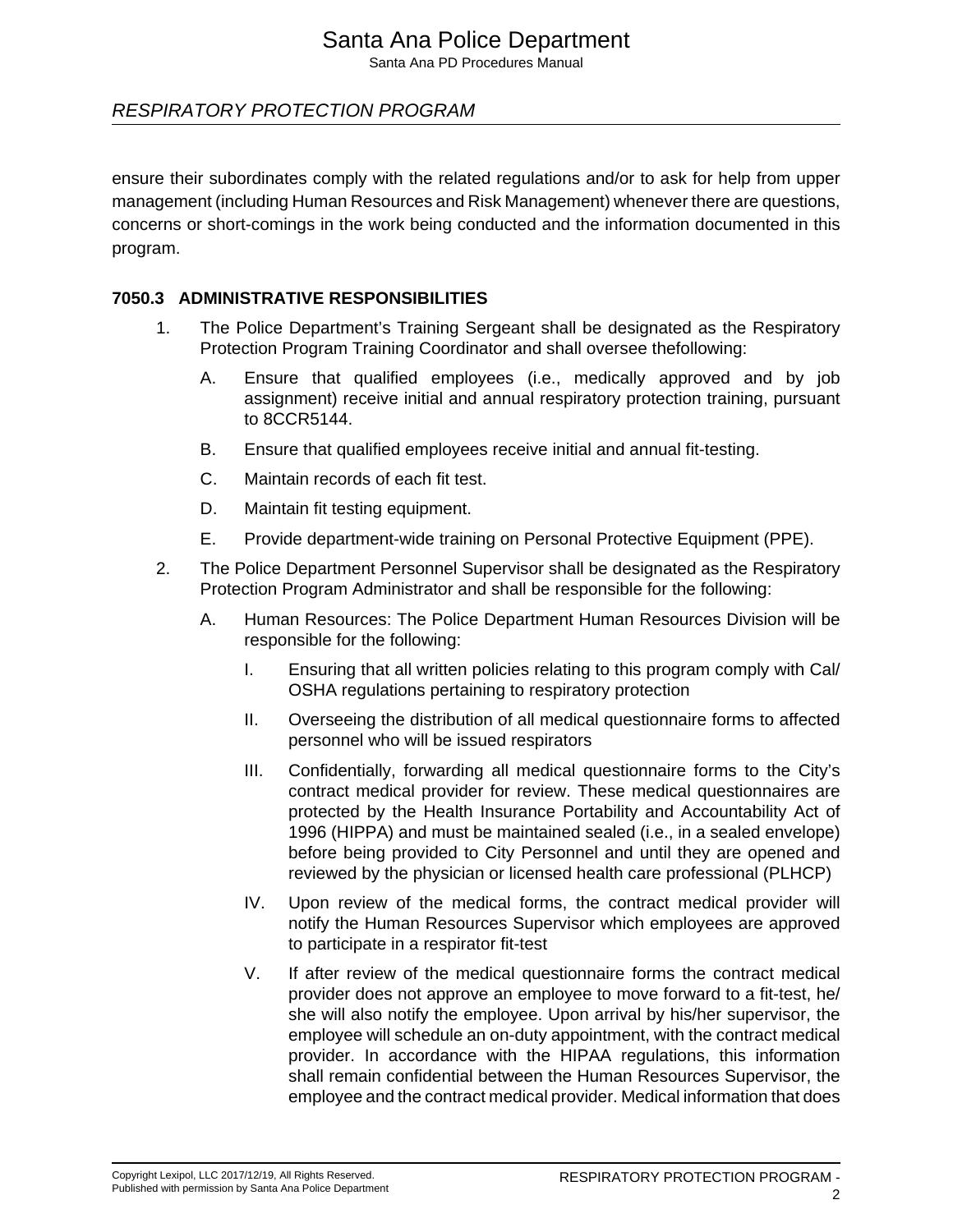ensure their subordinates comply with the related regulations and/or to ask for help from upper management (including Human Resources and Risk Management) whenever there are questions, concerns or short-comings in the work being conducted and the information documented in this program.

### 7050.3 ADMINISTRATIVE RESPONSIBILITIES

1. The Police Department's Training Sergeant shall be designated as the Respiratory Protection Program Training Coordinator and shall oversee thefollowing:

   A. Ensure that qualified employees (i.e., medically approved and by job assignment) receive initial and annual respiratory protection training, pursuant to 8CCR5144.

   B. Ensure that qualified employees receive initial and annual fit-testing.

   C. Maintain records of each fit test.

   D. Maintain fit testing equipment.

   E. Provide department-wide training on Personal Protective Equipment (PPE).

2. The Police Department Personnel Supervisor shall be designated as the Respiratory Protection Program Administrator and shall be responsible for the following:

   A. Human Resources: The Police Department Human Resources Division will be responsible for the following:

      I. Ensuring that all written policies relating to this program comply with Cal/OSHA regulations pertaining to respiratory protection

      II. Overseeing the distribution of all medical questionnaire forms to affected personnel who will be issued respirators

      III. Confidentially, forwarding all medical questionnaire forms to the City's contract medical provider for review. These medical questionnaires are protected by the Health Insurance Portability and Accountability Act of 1996 (HIPPA) and must be maintained sealed (i.e., in a sealed envelope) before being provided to City Personnel and until they are opened and reviewed by the physician or licensed health care professional (PLHCP)

      IV. Upon review of the medical forms, the contract medical provider will notify the Human Resources Supervisor which employees are approved to participate in a respirator fit-test

      V. If after review of the medical questionnaire forms the contract medical provider does not approve an employee to move forward to a fit-test, he/she will also notify the employee. Upon arrival by his/her supervisor, the employee will schedule an on-duty appointment, with the contract medical provider. In accordance with the HIPAA regulations, this information shall remain confidential between the Human Resources Supervisor, the employee and the contract medical provider. Medical information that does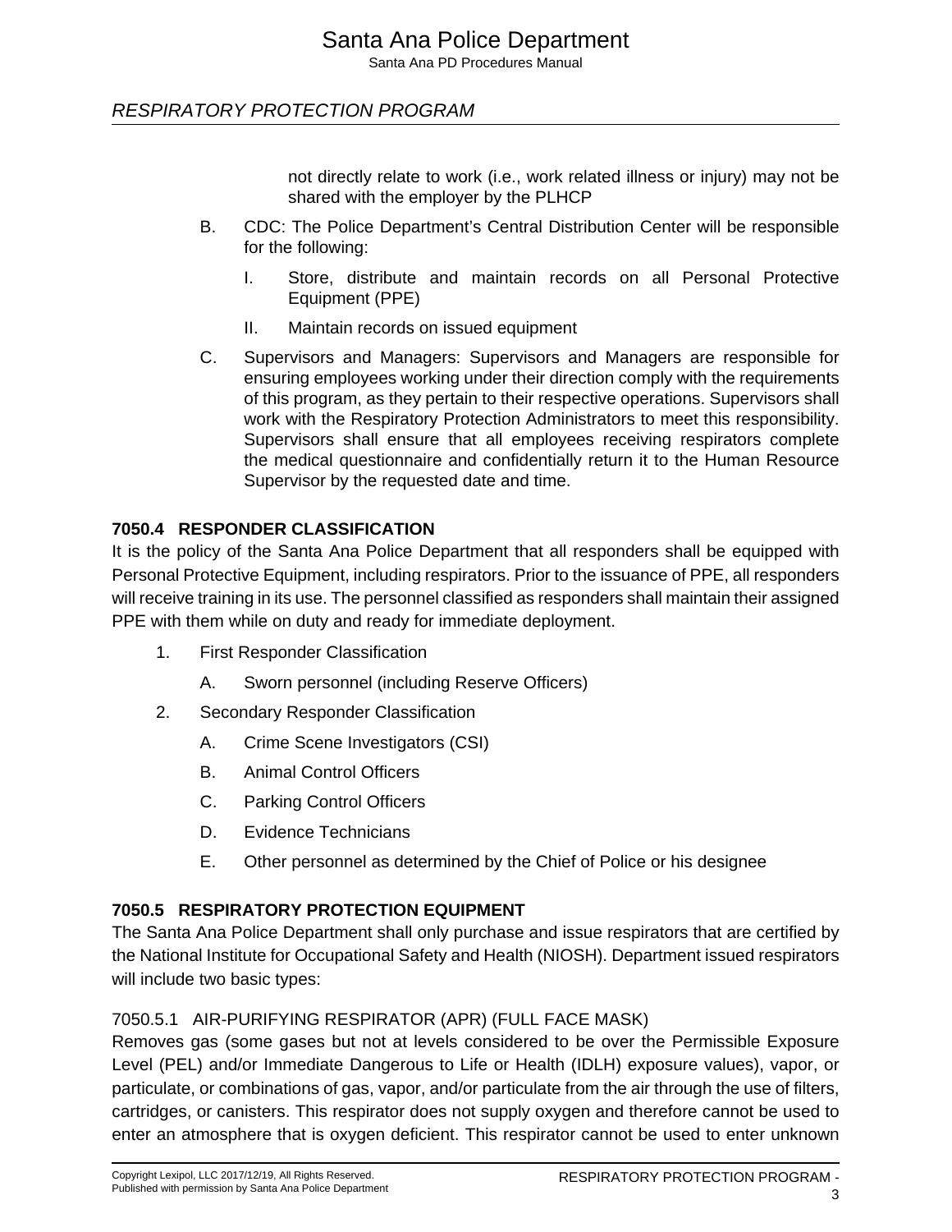not directly relate to work (i.e., work related illness or injury) may not be shared with the employer by the PLHCP

B. CDC: The Police Department's Central Distribution Center will be responsible for the following:

   I. Store, distribute and maintain records on all Personal Protective Equipment (PPE)

   II. Maintain records on issued equipment

C. Supervisors and Managers: Supervisors and Managers are responsible for ensuring employees working under their direction comply with the requirements of this program, as they pertain to their respective operations. Supervisors shall work with the Respiratory Protection Administrators to meet this responsibility. Supervisors shall ensure that all employees receiving respirators complete the medical questionnaire and confidentially return it to the Human Resource Supervisor by the requested date and time.

### 7050.4 RESPONDER CLASSIFICATION

It is the policy of the Santa Ana Police Department that all responders shall be equipped with Personal Protective Equipment, including respirators. Prior to the issuance of PPE, all responders will receive training in its use. The personnel classified as responders shall maintain their assigned PPE with them while on duty and ready for immediate deployment.

1. First Responder Classification
   - A. Sworn personnel (including Reserve Officers)
2. Secondary Responder Classification
   - A. Crime Scene Investigators (CSI)
   - B. Animal Control Officers
   - C. Parking Control Officers
   - D. Evidence Technicians
   - E. Other personnel as determined by the Chief of Police or his designee

### 7050.5 RESPIRATORY PROTECTION EQUIPMENT

The Santa Ana Police Department shall only purchase and issue respirators that are certified by the National Institute for Occupational Safety and Health (NIOSH). Department issued respirators will include two basic types:

#### 7050.5.1 AIR-PURIFYING RESPIRATOR (APR) (FULL FACE MASK)

Removes gas (some gases but not at levels considered to be over the Permissible Exposure Level (PEL) and/or Immediate Dangerous to Life or Health (IDLH) exposure values), vapor, or particulate, or combinations of gas, vapor, and/or particulate from the air through the use of filters, cartridges, or canisters. This respirator does not supply oxygen and therefore cannot be used to enter an atmosphere that is oxygen deficient. This respirator cannot be used to enter unknown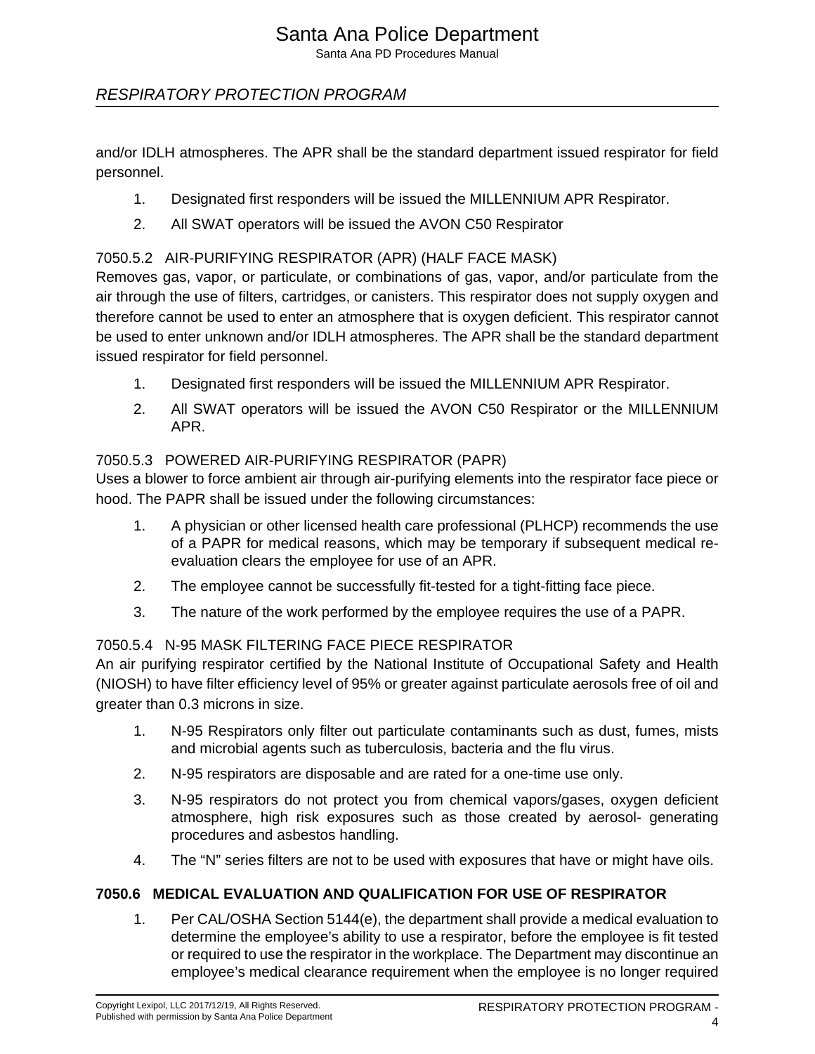and/or IDLH atmospheres. The APR shall be the standard department issued respirator for field personnel.

1. Designated first responders will be issued the MILLENNIUM APR Respirator.
2. All SWAT operators will be issued the AVON C50 Respirator

### 7050.5.2 AIR-PURIFYING RESPIRATOR (APR) (HALF FACE MASK)

Removes gas, vapor, or particulate, or combinations of gas, vapor, and/or particulate from the air through the use of filters, cartridges, or canisters. This respirator does not supply oxygen and therefore cannot be used to enter an atmosphere that is oxygen deficient. This respirator cannot be used to enter unknown and/or IDLH atmospheres. The APR shall be the standard department issued respirator for field personnel.

1. Designated first responders will be issued the MILLENNIUM APR Respirator.
2. All SWAT operators will be issued the AVON C50 Respirator or the MILLENNIUM APR.

### 7050.5.3 POWERED AIR-PURIFYING RESPIRATOR (PAPR)

Uses a blower to force ambient air through air-purifying elements into the respirator face piece or hood. The PAPR shall be issued under the following circumstances:

1. A physician or other licensed health care professional (PLHCP) recommends the use of a PAPR for medical reasons, which may be temporary if subsequent medical re-evaluation clears the employee for use of an APR.
2. The employee cannot be successfully fit-tested for a tight-fitting face piece.
3. The nature of the work performed by the employee requires the use of a PAPR.

### 7050.5.4 N-95 MASK FILTERING FACE PIECE RESPIRATOR

An air purifying respirator certified by the National Institute of Occupational Safety and Health (NIOSH) to have filter efficiency level of 95% or greater against particulate aerosols free of oil and greater than 0.3 microns in size.

1. N-95 Respirators only filter out particulate contaminants such as dust, fumes, mists and microbial agents such as tuberculosis, bacteria and the flu virus.
2. N-95 respirators are disposable and are rated for a one-time use only.
3. N-95 respirators do not protect you from chemical vapors/gases, oxygen deficient atmosphere, high risk exposures such as those created by aerosol- generating procedures and asbestos handling.
4. The “N” series filters are not to be used with exposures that have or might have oils.

## 7050.6 MEDICAL EVALUATION AND QUALIFICATION FOR USE OF RESPIRATOR

1. Per CAL/OSHA Section 5144(e), the department shall provide a medical evaluation to determine the employee’s ability to use a respirator, before the employee is fit tested or required to use the respirator in the workplace. The Department may discontinue an employee’s medical clearance requirement when the employee is no longer required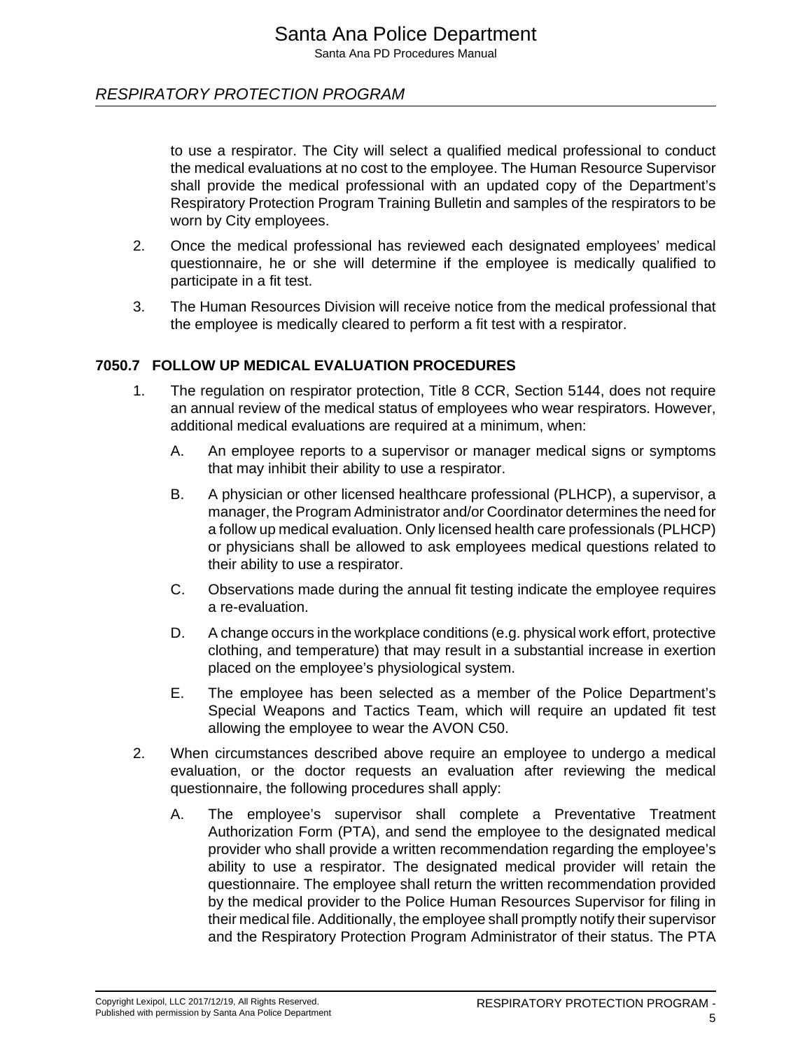to use a respirator. The City will select a qualified medical professional to conduct the medical evaluations at no cost to the employee. The Human Resource Supervisor shall provide the medical professional with an updated copy of the Department's Respiratory Protection Program Training Bulletin and samples of the respirators to be worn by City employees.

2. Once the medical professional has reviewed each designated employees' medical questionnaire, he or she will determine if the employee is medically qualified to participate in a fit test.

3. The Human Resources Division will receive notice from the medical professional that the employee is medically cleared to perform a fit test with a respirator.

## 7050.7 FOLLOW UP MEDICAL EVALUATION PROCEDURES

1. The regulation on respirator protection, Title 8 CCR, Section 5144, does not require an annual review of the medical status of employees who wear respirators. However, additional medical evaluations are required at a minimum, when:

    A. An employee reports to a supervisor or manager medical signs or symptoms that may inhibit their ability to use a respirator.

    B. A physician or other licensed healthcare professional (PLHCP), a supervisor, a manager, the Program Administrator and/or Coordinator determines the need for a follow up medical evaluation. Only licensed health care professionals (PLHCP) or physicians shall be allowed to ask employees medical questions related to their ability to use a respirator.

    C. Observations made during the annual fit testing indicate the employee requires a re-evaluation.

    D. A change occurs in the workplace conditions (e.g. physical work effort, protective clothing, and temperature) that may result in a substantial increase in exertion placed on the employee's physiological system.

    E. The employee has been selected as a member of the Police Department's Special Weapons and Tactics Team, which will require an updated fit test allowing the employee to wear the AVON C50.

2. When circumstances described above require an employee to undergo a medical evaluation, or the doctor requests an evaluation after reviewing the medical questionnaire, the following procedures shall apply:

    A. The employee's supervisor shall complete a Preventative Treatment Authorization Form (PTA), and send the employee to the designated medical provider who shall provide a written recommendation regarding the employee's ability to use a respirator. The designated medical provider will retain the questionnaire. The employee shall return the written recommendation provided by the medical provider to the Police Human Resources Supervisor for filing in their medical file. Additionally, the employee shall promptly notify their supervisor and the Respiratory Protection Program Administrator of their status. The PTA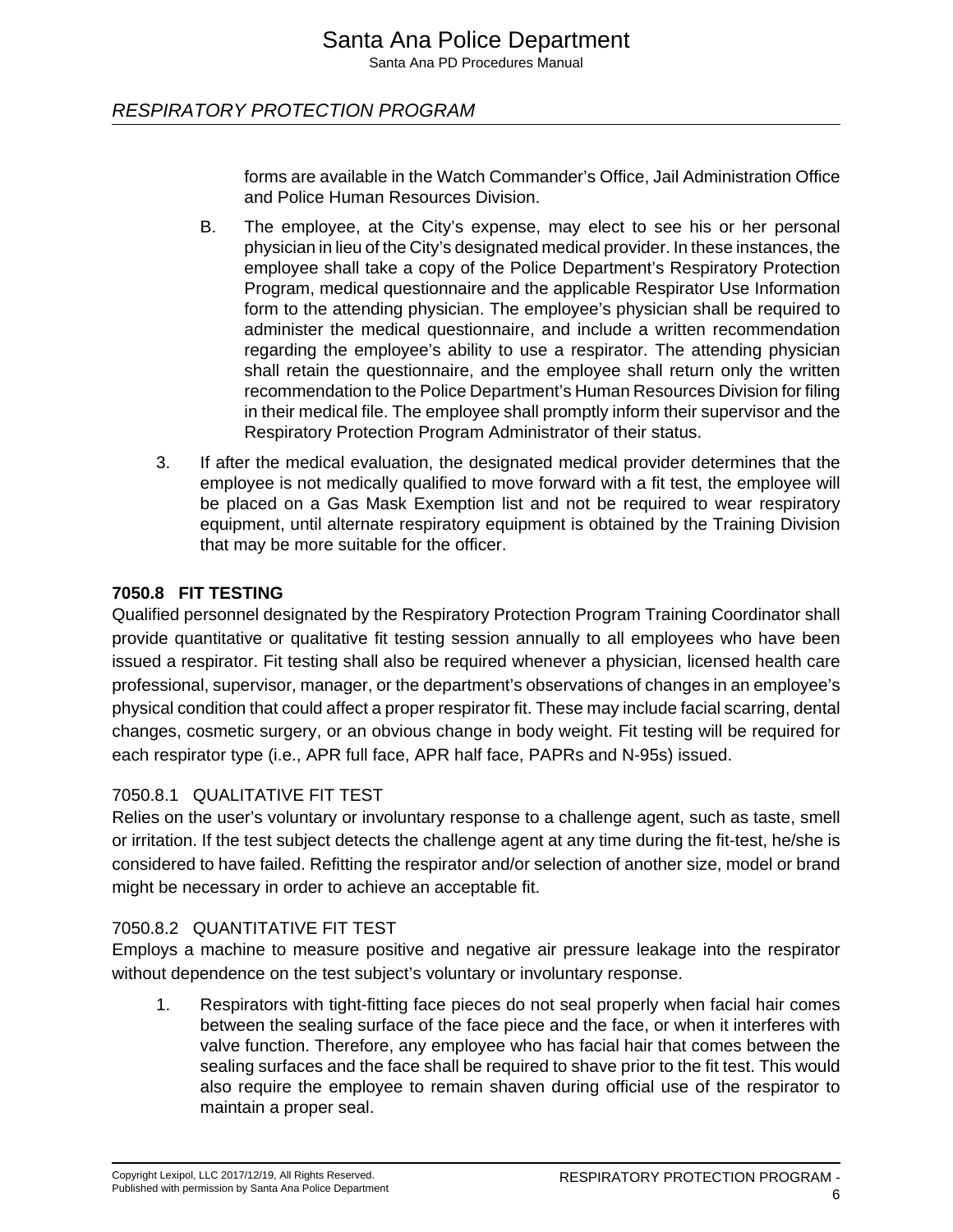forms are available in the Watch Commander's Office, Jail Administration Office and Police Human Resources Division.

B. The employee, at the City's expense, may elect to see his or her personal physician in lieu of the City's designated medical provider. In these instances, the employee shall take a copy of the Police Department's Respiratory Protection Program, medical questionnaire and the applicable Respirator Use Information form to the attending physician. The employee's physician shall be required to administer the medical questionnaire, and include a written recommendation regarding the employee's ability to use a respirator. The attending physician shall retain the questionnaire, and the employee shall return only the written recommendation to the Police Department's Human Resources Division for filing in their medical file. The employee shall promptly inform their supervisor and the Respiratory Protection Program Administrator of their status.

3. If after the medical evaluation, the designated medical provider determines that the employee is not medically qualified to move forward with a fit test, the employee will be placed on a Gas Mask Exemption list and not be required to wear respiratory equipment, until alternate respiratory equipment is obtained by the Training Division that may be more suitable for the officer.

### 7050.8 FIT TESTING

Qualified personnel designated by the Respiratory Protection Program Training Coordinator shall provide quantitative or qualitative fit testing session annually to all employees who have been issued a respirator. Fit testing shall also be required whenever a physician, licensed health care professional, supervisor, manager, or the department's observations of changes in an employee's physical condition that could affect a proper respirator fit. These may include facial scarring, dental changes, cosmetic surgery, or an obvious change in body weight. Fit testing will be required for each respirator type (i.e., APR full face, APR half face, PAPRs and N-95s) issued.

#### 7050.8.1 QUALITATIVE FIT TEST

Relies on the user's voluntary or involuntary response to a challenge agent, such as taste, smell or irritation. If the test subject detects the challenge agent at any time during the fit-test, he/she is considered to have failed. Refitting the respirator and/or selection of another size, model or brand might be necessary in order to achieve an acceptable fit.

#### 7050.8.2 QUANTITATIVE FIT TEST

Employs a machine to measure positive and negative air pressure leakage into the respirator without dependence on the test subject's voluntary or involuntary response.

1. Respirators with tight-fitting face pieces do not seal properly when facial hair comes between the sealing surface of the face piece and the face, or when it interferes with valve function. Therefore, any employee who has facial hair that comes between the sealing surfaces and the face shall be required to shave prior to the fit test. This would also require the employee to remain shaven during official use of the respirator to maintain a proper seal.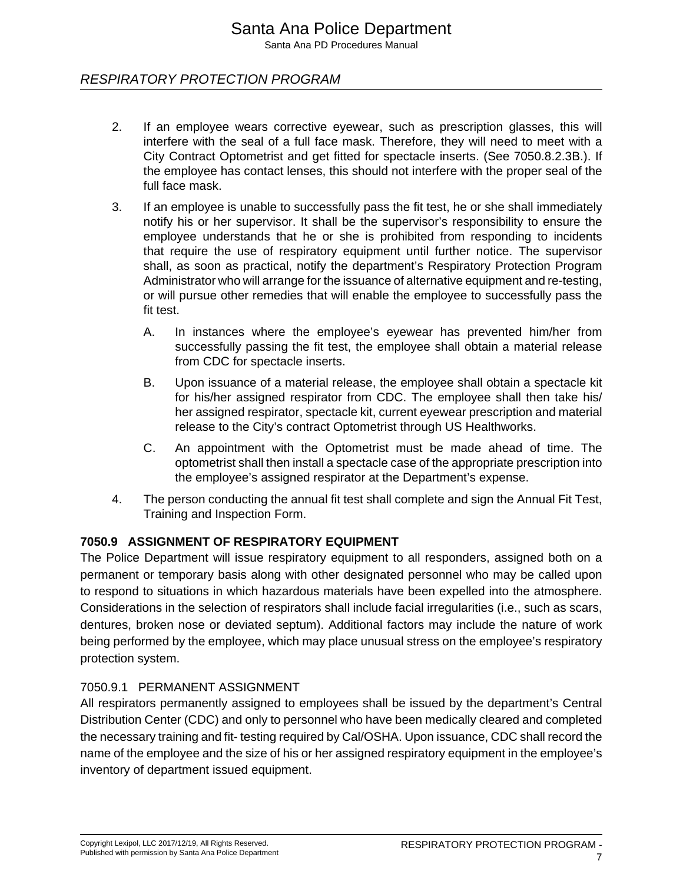2. If an employee wears corrective eyewear, such as prescription glasses, this will interfere with the seal of a full face mask. Therefore, they will need to meet with a City Contract Optometrist and get fitted for spectacle inserts. (See 7050.8.2.3B.). If the employee has contact lenses, this should not interfere with the proper seal of the full face mask.

3. If an employee is unable to successfully pass the fit test, he or she shall immediately notify his or her supervisor. It shall be the supervisor's responsibility to ensure the employee understands that he or she is prohibited from responding to incidents that require the use of respiratory equipment until further notice. The supervisor shall, as soon as practical, notify the department's Respiratory Protection Program Administrator who will arrange for the issuance of alternative equipment and re-testing, or will pursue other remedies that will enable the employee to successfully pass the fit test.

    A. In instances where the employee's eyewear has prevented him/her from successfully passing the fit test, the employee shall obtain a material release from CDC for spectacle inserts.

    B. Upon issuance of a material release, the employee shall obtain a spectacle kit for his/her assigned respirator from CDC. The employee shall then take his/her assigned respirator, spectacle kit, current eyewear prescription and material release to the City's contract Optometrist through US Healthworks.

    C. An appointment with the Optometrist must be made ahead of time. The optometrist shall then install a spectacle case of the appropriate prescription into the employee's assigned respirator at the Department's expense.

4. The person conducting the annual fit test shall complete and sign the Annual Fit Test, Training and Inspection Form.

## 7050.9 ASSIGNMENT OF RESPIRATORY EQUIPMENT

The Police Department will issue respiratory equipment to all responders, assigned both on a permanent or temporary basis along with other designated personnel who may be called upon to respond to situations in which hazardous materials have been expelled into the atmosphere. Considerations in the selection of respirators shall include facial irregularities (i.e., such as scars, dentures, broken nose or deviated septum). Additional factors may include the nature of work being performed by the employee, which may place unusual stress on the employee's respiratory protection system.

### 7050.9.1 PERMANENT ASSIGNMENT

All respirators permanently assigned to employees shall be issued by the department's Central Distribution Center (CDC) and only to personnel who have been medically cleared and completed the necessary training and fit- testing required by Cal/OSHA. Upon issuance, CDC shall record the name of the employee and the size of his or her assigned respiratory equipment in the employee's inventory of department issued equipment.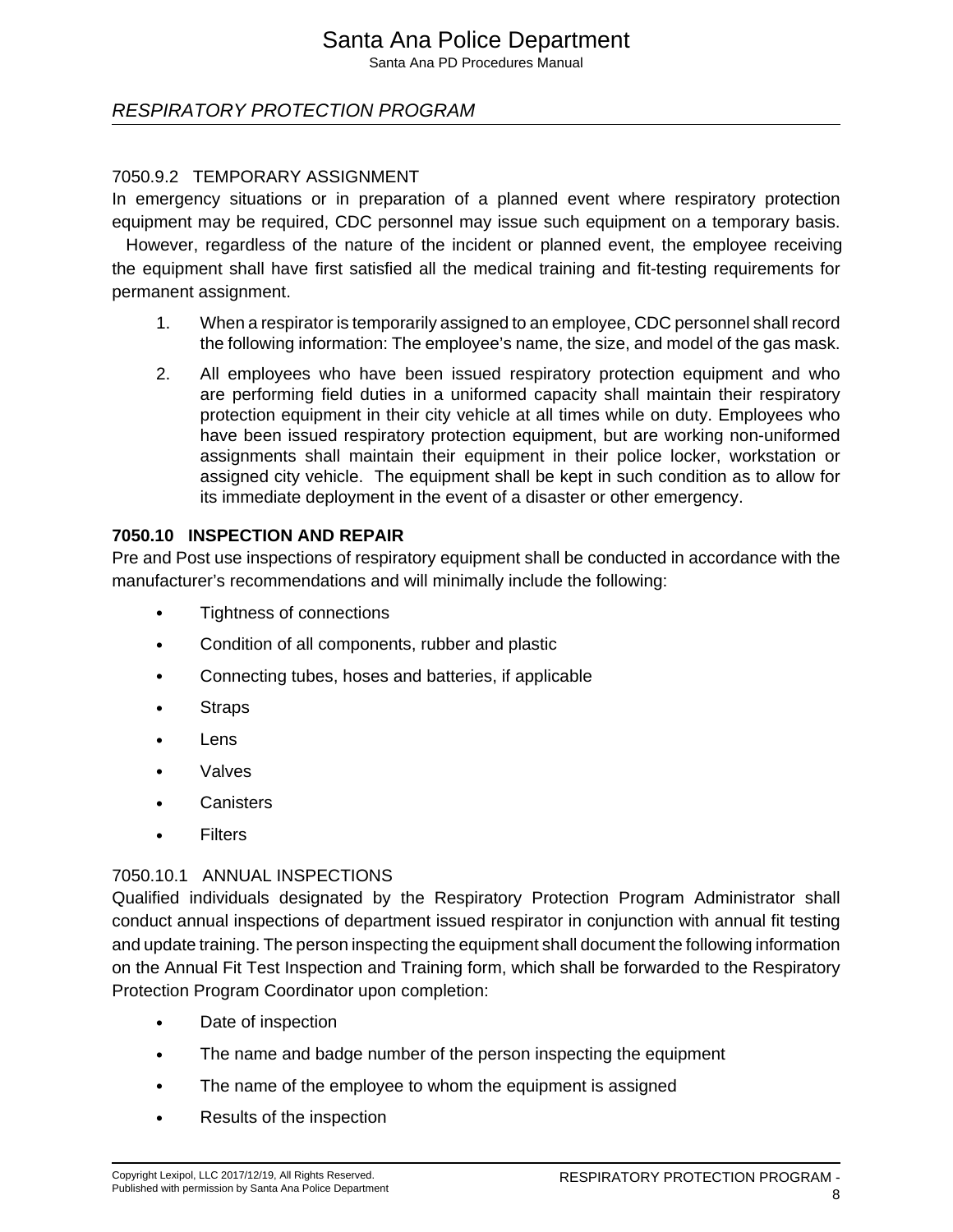### 7050.9.2 TEMPORARY ASSIGNMENT

In emergency situations or in preparation of a planned event where respiratory protection equipment may be required, CDC personnel may issue such equipment on a temporary basis. However, regardless of the nature of the incident or planned event, the employee receiving the equipment shall have first satisfied all the medical training and fit-testing requirements for permanent assignment.

1. When a respirator is temporarily assigned to an employee, CDC personnel shall record the following information: The employee's name, the size, and model of the gas mask.
2. All employees who have been issued respiratory protection equipment and who are performing field duties in a uniformed capacity shall maintain their respiratory protection equipment in their city vehicle at all times while on duty. Employees who have been issued respiratory protection equipment, but are working non-uniformed assignments shall maintain their equipment in their police locker, workstation or assigned city vehicle. The equipment shall be kept in such condition as to allow for its immediate deployment in the event of a disaster or other emergency.

## 7050.10 INSPECTION AND REPAIR

Pre and Post use inspections of respiratory equipment shall be conducted in accordance with the manufacturer's recommendations and will minimally include the following:

- Tightness of connections
- Condition of all components, rubber and plastic
- Connecting tubes, hoses and batteries, if applicable
- Straps
- Lens
- Valves
- Canisters
- Filters

### 7050.10.1 ANNUAL INSPECTIONS

Qualified individuals designated by the Respiratory Protection Program Administrator shall conduct annual inspections of department issued respirator in conjunction with annual fit testing and update training. The person inspecting the equipment shall document the following information on the Annual Fit Test Inspection and Training form, which shall be forwarded to the Respiratory Protection Program Coordinator upon completion:

- Date of inspection
- The name and badge number of the person inspecting the equipment
- The name of the employee to whom the equipment is assigned
- Results of the inspection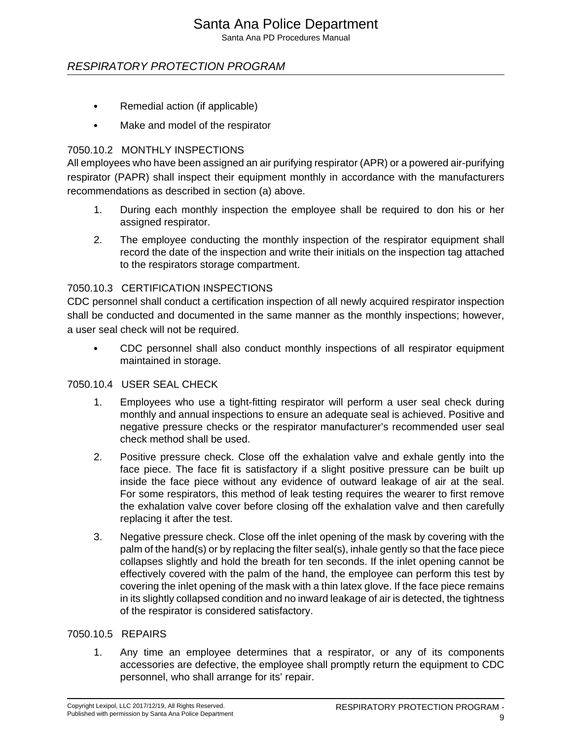- Remedial action (if applicable)
- Make and model of the respirator

### 7050.10.2 MONTHLY INSPECTIONS

All employees who have been assigned an air purifying respirator (APR) or a powered air-purifying respirator (PAPR) shall inspect their equipment monthly in accordance with the manufacturers recommendations as described in section (a) above.

1. During each monthly inspection the employee shall be required to don his or her assigned respirator.
2. The employee conducting the monthly inspection of the respirator equipment shall record the date of the inspection and write their initials on the inspection tag attached to the respirators storage compartment.

### 7050.10.3 CERTIFICATION INSPECTIONS

CDC personnel shall conduct a certification inspection of all newly acquired respirator inspection shall be conducted and documented in the same manner as the monthly inspections; however, a user seal check will not be required.

- CDC personnel shall also conduct monthly inspections of all respirator equipment maintained in storage.

### 7050.10.4 USER SEAL CHECK

1. Employees who use a tight-fitting respirator will perform a user seal check during monthly and annual inspections to ensure an adequate seal is achieved. Positive and negative pressure checks or the respirator manufacturer's recommended user seal check method shall be used.
2. Positive pressure check. Close off the exhalation valve and exhale gently into the face piece. The face fit is satisfactory if a slight positive pressure can be built up inside the face piece without any evidence of outward leakage of air at the seal. For some respirators, this method of leak testing requires the wearer to first remove the exhalation valve cover before closing off the exhalation valve and then carefully replacing it after the test.
3. Negative pressure check. Close off the inlet opening of the mask by covering with the palm of the hand(s) or by replacing the filter seal(s), inhale gently so that the face piece collapses slightly and hold the breath for ten seconds. If the inlet opening cannot be effectively covered with the palm of the hand, the employee can perform this test by covering the inlet opening of the mask with a thin latex glove. If the face piece remains in its slightly collapsed condition and no inward leakage of air is detected, the tightness of the respirator is considered satisfactory.

### 7050.10.5 REPAIRS

1. Any time an employee determines that a respirator, or any of its components accessories are defective, the employee shall promptly return the equipment to CDC personnel, who shall arrange for its' repair.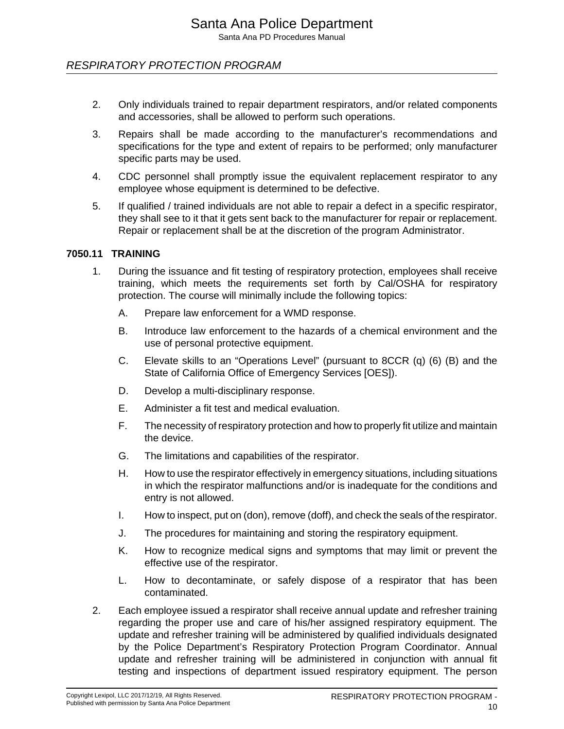2. Only individuals trained to repair department respirators, and/or related components and accessories, shall be allowed to perform such operations.

3. Repairs shall be made according to the manufacturer's recommendations and specifications for the type and extent of repairs to be performed; only manufacturer specific parts may be used.

4. CDC personnel shall promptly issue the equivalent replacement respirator to any employee whose equipment is determined to be defective.

5. If qualified / trained individuals are not able to repair a defect in a specific respirator, they shall see to it that it gets sent back to the manufacturer for repair or replacement. Repair or replacement shall be at the discretion of the program Administrator.

### 7050.11 TRAINING

1. During the issuance and fit testing of respiratory protection, employees shall receive training, which meets the requirements set forth by Cal/OSHA for respiratory protection. The course will minimally include the following topics:

   A. Prepare law enforcement for a WMD response.

   B. Introduce law enforcement to the hazards of a chemical environment and the use of personal protective equipment.

   C. Elevate skills to an "Operations Level" (pursuant to 8CCR (q) (6) (B) and the State of California Office of Emergency Services [OES]).

   D. Develop a multi-disciplinary response.

   E. Administer a fit test and medical evaluation.

   F. The necessity of respiratory protection and how to properly fit utilize and maintain the device.

   G. The limitations and capabilities of the respirator.

   H. How to use the respirator effectively in emergency situations, including situations in which the respirator malfunctions and/or is inadequate for the conditions and entry is not allowed.

   I. How to inspect, put on (don), remove (doff), and check the seals of the respirator.

   J. The procedures for maintaining and storing the respiratory equipment.

   K. How to recognize medical signs and symptoms that may limit or prevent the effective use of the respirator.

   L. How to decontaminate, or safely dispose of a respirator that has been contaminated.

2. Each employee issued a respirator shall receive annual update and refresher training regarding the proper use and care of his/her assigned respiratory equipment. The update and refresher training will be administered by qualified individuals designated by the Police Department's Respiratory Protection Program Coordinator. Annual update and refresher training will be administered in conjunction with annual fit testing and inspections of department issued respiratory equipment. The person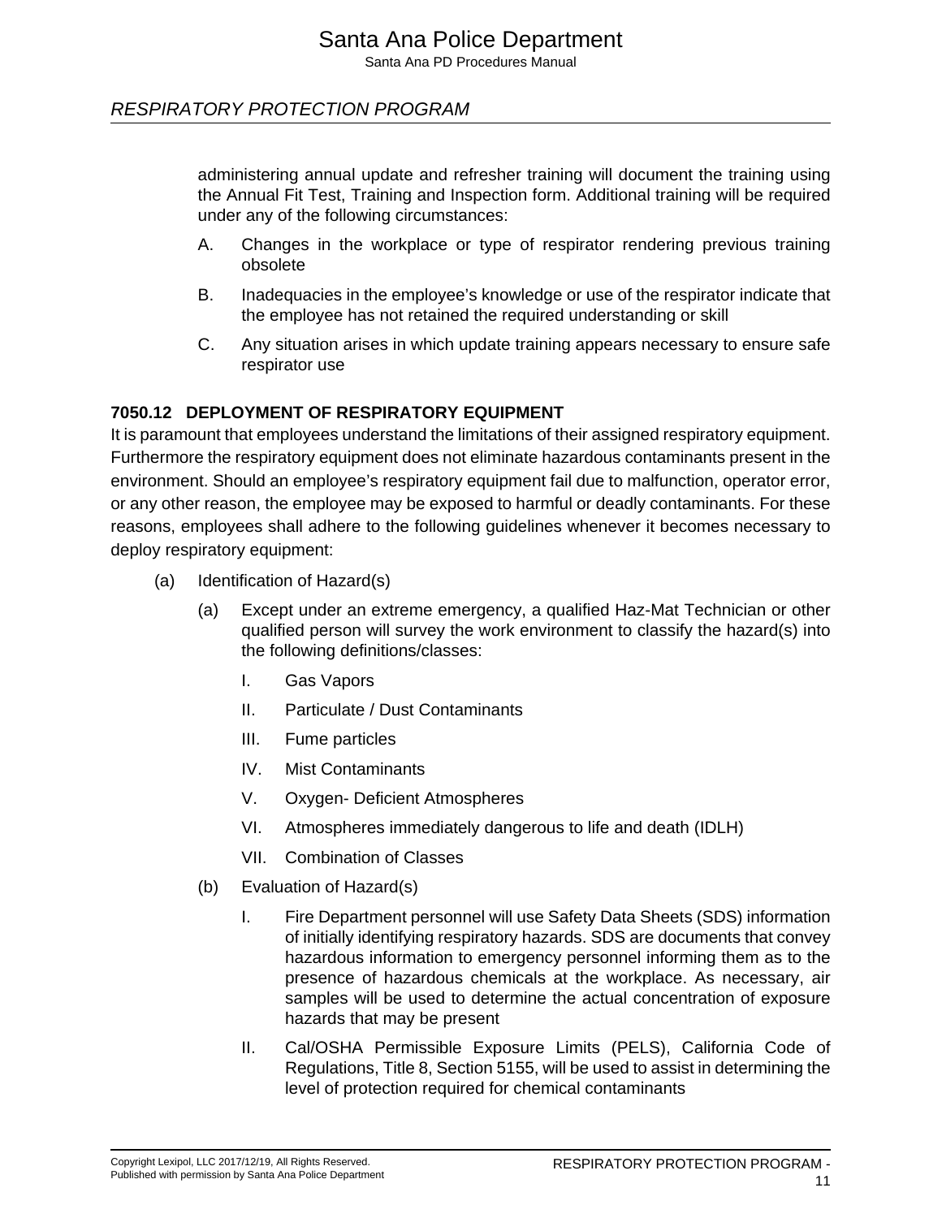administering annual update and refresher training will document the training using the Annual Fit Test, Training and Inspection form. Additional training will be required under any of the following circumstances:

A. Changes in the workplace or type of respirator rendering previous training obsolete

B. Inadequacies in the employee's knowledge or use of the respirator indicate that the employee has not retained the required understanding or skill

C. Any situation arises in which update training appears necessary to ensure safe respirator use

### 7050.12 DEPLOYMENT OF RESPIRATORY EQUIPMENT

It is paramount that employees understand the limitations of their assigned respiratory equipment. Furthermore the respiratory equipment does not eliminate hazardous contaminants present in the environment. Should an employee's respiratory equipment fail due to malfunction, operator error, or any other reason, the employee may be exposed to harmful or deadly contaminants. For these reasons, employees shall adhere to the following guidelines whenever it becomes necessary to deploy respiratory equipment:

(a) Identification of Hazard(s)

- (a) Except under an extreme emergency, a qualified Haz-Mat Technician or other qualified person will survey the work environment to classify the hazard(s) into the following definitions/classes:

  - I. Gas Vapors
  - II. Particulate / Dust Contaminants
  - III. Fume particles
  - IV. Mist Contaminants
  - V. Oxygen- Deficient Atmospheres
  - VI. Atmospheres immediately dangerous to life and death (IDLH)
  - VII. Combination of Classes

- (b) Evaluation of Hazard(s)

  - I. Fire Department personnel will use Safety Data Sheets (SDS) information of initially identifying respiratory hazards. SDS are documents that convey hazardous information to emergency personnel informing them as to the presence of hazardous chemicals at the workplace. As necessary, air samples will be used to determine the actual concentration of exposure hazards that may be present
  - II. Cal/OSHA Permissible Exposure Limits (PELS), California Code of Regulations, Title 8, Section 5155, will be used to assist in determining the level of protection required for chemical contaminants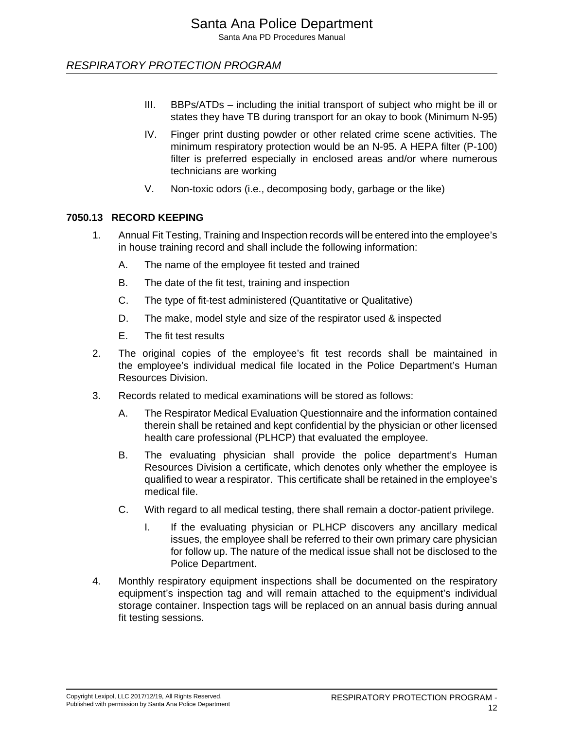## RESPIRATORY PROTECTION PROGRAM

III. BBPs/ATDs – including the initial transport of subject who might be ill or states they have TB during transport for an okay to book (Minimum N-95)

IV. Finger print dusting powder or other related crime scene activities. The minimum respiratory protection would be an N-95. A HEPA filter (P-100) filter is preferred especially in enclosed areas and/or where numerous technicians are working

V. Non-toxic odors (i.e., decomposing body, garbage or the like)

### 7050.13 RECORD KEEPING

1. Annual Fit Testing, Training and Inspection records will be entered into the employee's in house training record and shall include the following information:

    A. The name of the employee fit tested and trained

    B. The date of the fit test, training and inspection

    C. The type of fit-test administered (Quantitative or Qualitative)

    D. The make, model style and size of the respirator used & inspected

    E. The fit test results

2. The original copies of the employee's fit test records shall be maintained in the employee's individual medical file located in the Police Department's Human Resources Division.

3. Records related to medical examinations will be stored as follows:

    A. The Respirator Medical Evaluation Questionnaire and the information contained therein shall be retained and kept confidential by the physician or other licensed health care professional (PLHCP) that evaluated the employee.

    B. The evaluating physician shall provide the police department's Human Resources Division a certificate, which denotes only whether the employee is qualified to wear a respirator. This certificate shall be retained in the employee's medical file.

    C. With regard to all medical testing, there shall remain a doctor-patient privilege.

        I. If the evaluating physician or PLHCP discovers any ancillary medical issues, the employee shall be referred to their own primary care physician for follow up. The nature of the medical issue shall not be disclosed to the Police Department.

4. Monthly respiratory equipment inspections shall be documented on the respiratory equipment's inspection tag and will remain attached to the equipment's individual storage container. Inspection tags will be replaced on an annual basis during annual fit testing sessions.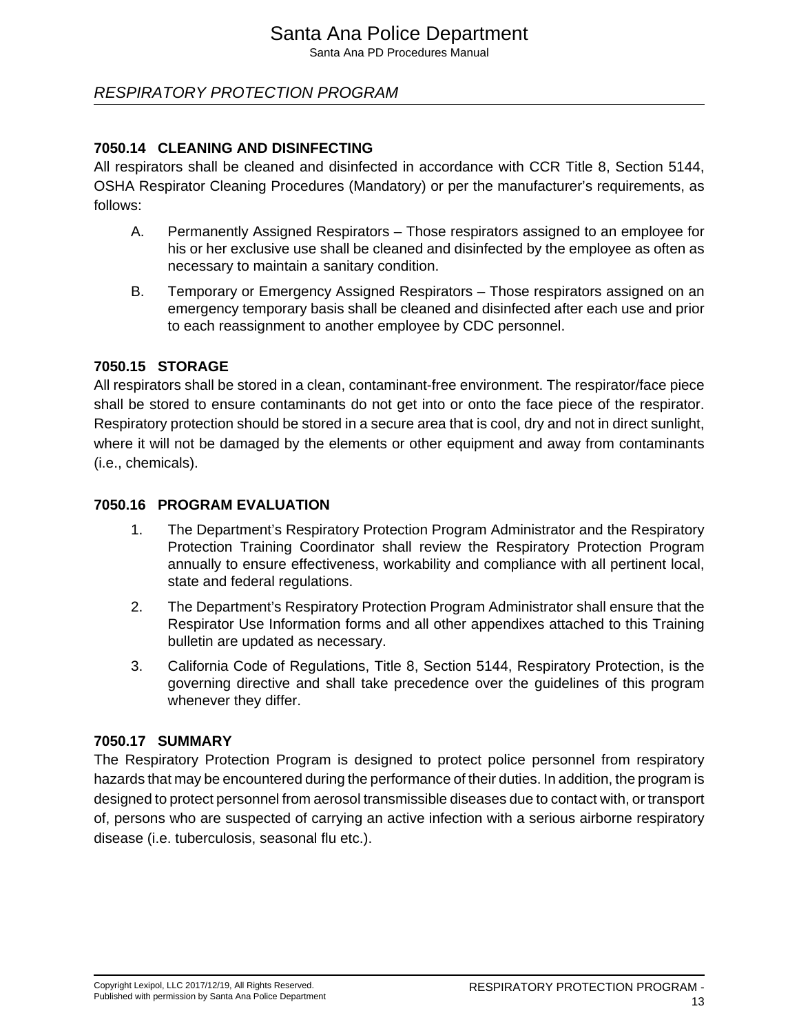## 7050.14 CLEANING AND DISINFECTING

All respirators shall be cleaned and disinfected in accordance with CCR Title 8, Section 5144, OSHA Respirator Cleaning Procedures (Mandatory) or per the manufacturer's requirements, as follows:

A. Permanently Assigned Respirators – Those respirators assigned to an employee for his or her exclusive use shall be cleaned and disinfected by the employee as often as necessary to maintain a sanitary condition.

B. Temporary or Emergency Assigned Respirators – Those respirators assigned on an emergency temporary basis shall be cleaned and disinfected after each use and prior to each reassignment to another employee by CDC personnel.

## 7050.15 STORAGE

All respirators shall be stored in a clean, contaminant-free environment. The respirator/face piece shall be stored to ensure contaminants do not get into or onto the face piece of the respirator. Respiratory protection should be stored in a secure area that is cool, dry and not in direct sunlight, where it will not be damaged by the elements or other equipment and away from contaminants (i.e., chemicals).

## 7050.16 PROGRAM EVALUATION

1. The Department's Respiratory Protection Program Administrator and the Respiratory Protection Training Coordinator shall review the Respiratory Protection Program annually to ensure effectiveness, workability and compliance with all pertinent local, state and federal regulations.

2. The Department's Respiratory Protection Program Administrator shall ensure that the Respirator Use Information forms and all other appendixes attached to this Training bulletin are updated as necessary.

3. California Code of Regulations, Title 8, Section 5144, Respiratory Protection, is the governing directive and shall take precedence over the guidelines of this program whenever they differ.

## 7050.17 SUMMARY

The Respiratory Protection Program is designed to protect police personnel from respiratory hazards that may be encountered during the performance of their duties. In addition, the program is designed to protect personnel from aerosol transmissible diseases due to contact with, or transport of, persons who are suspected of carrying an active infection with a serious airborne respiratory disease (i.e. tuberculosis, seasonal flu etc.).